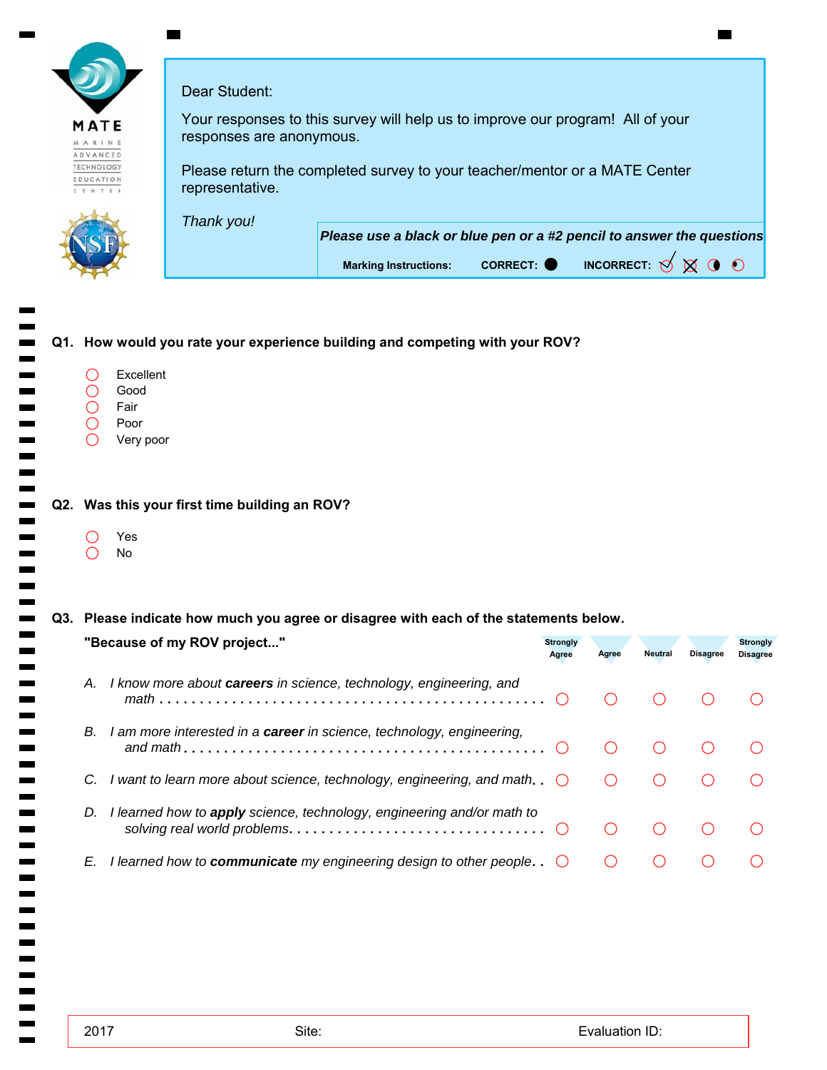MATE
MARINE ADVANCED TECHNOLOGY EDUCATION CENTER

Dear Student:

Your responses to this survey will help us to improve our program! All of your responses are anonymous.

Please return the completed survey to your teacher/mentor or a MATE Center representative.

*Thank you!*

***Please use a black or blue pen or a #2 pencil to answer the questions***

**Marking Instructions:** **CORRECT:** ● **INCORRECT:** ✓ ☒ ◐ ⊙

**Q1. How would you rate your experience building and competing with your ROV?**

- ○ Excellent
- ○ Good
- ○ Fair
- ○ Poor
- ○ Very poor

**Q2. Was this your first time building an ROV?**

- ○ Yes
- ○ No

**Q3. Please indicate how much you agree or disagree with each of the statements below.**

| **"Because of my ROV project..."** | Strongly Agree | Agree | Neutral | Disagree | Strongly Disagree |
|---|---|---|---|---|---|
| A. *I know more about* ***careers*** *in science, technology, engineering, and math* | ○ | ○ | ○ | ○ | ○ |
| B. *I am more interested in a* ***career*** *in science, technology, engineering, and math* | ○ | ○ | ○ | ○ | ○ |
| C. *I want to learn more about science, technology, engineering, and math* | ○ | ○ | ○ | ○ | ○ |
| D. *I learned how to* ***apply*** *science, technology, engineering and/or math to solving real world problems* | ○ | ○ | ○ | ○ | ○ |
| E. *I learned how to* ***communicate*** *my engineering design to other people* | ○ | ○ | ○ | ○ | ○ |

2017 Site: Evaluation ID: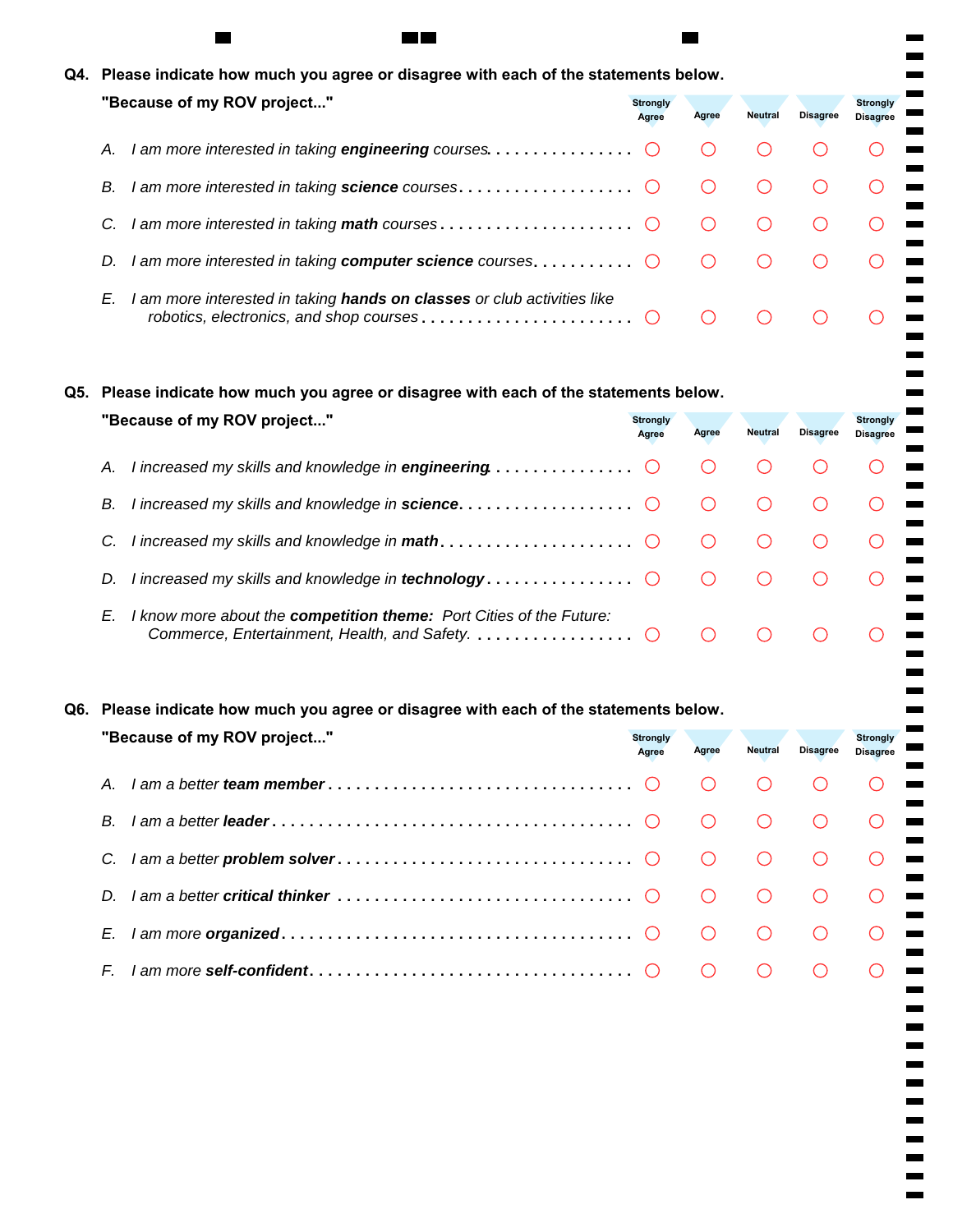**Q4. Please indicate how much you agree or disagree with each of the statements below.**

**"Because of my ROV project..."**

| | Strongly Agree | Agree | Neutral | Disagree | Strongly Disagree |
|---|---|---|---|---|---|
| A. *I am more interested in taking **engineering** courses* | ○ | ○ | ○ | ○ | ○ |
| B. *I am more interested in taking **science** courses* | ○ | ○ | ○ | ○ | ○ |
| C. *I am more interested in taking **math** courses* | ○ | ○ | ○ | ○ | ○ |
| D. *I am more interested in taking **computer science** courses* | ○ | ○ | ○ | ○ | ○ |
| E. *I am more interested in taking **hands on classes** or club activities like robotics, electronics, and shop courses* | ○ | ○ | ○ | ○ | ○ |

**Q5. Please indicate how much you agree or disagree with each of the statements below.**

**"Because of my ROV project..."**

| | Strongly Agree | Agree | Neutral | Disagree | Strongly Disagree |
|---|---|---|---|---|---|
| A. *I increased my skills and knowledge in **engineering*** | ○ | ○ | ○ | ○ | ○ |
| B. *I increased my skills and knowledge in **science*** | ○ | ○ | ○ | ○ | ○ |
| C. *I increased my skills and knowledge in **math*** | ○ | ○ | ○ | ○ | ○ |
| D. *I increased my skills and knowledge in **technology*** | ○ | ○ | ○ | ○ | ○ |
| E. *I know more about the **competition theme:** Port Cities of the Future: Commerce, Entertainment, Health, and Safety.* | ○ | ○ | ○ | ○ | ○ |

**Q6. Please indicate how much you agree or disagree with each of the statements below.**

**"Because of my ROV project..."**

| | Strongly Agree | Agree | Neutral | Disagree | Strongly Disagree |
|---|---|---|---|---|---|
| A. *I am a better **team member*** | ○ | ○ | ○ | ○ | ○ |
| B. *I am a better **leader*** | ○ | ○ | ○ | ○ | ○ |
| C. *I am a better **problem solver*** | ○ | ○ | ○ | ○ | ○ |
| D. *I am a better **critical thinker*** | ○ | ○ | ○ | ○ | ○ |
| E. *I am more **organized*** | ○ | ○ | ○ | ○ | ○ |
| F. *I am more **self-confident*** | ○ | ○ | ○ | ○ | ○ |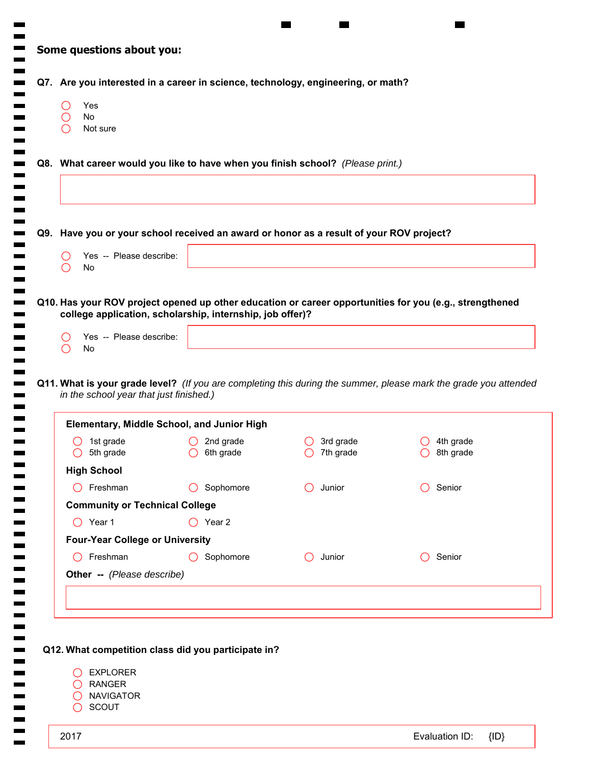## Some questions about you:

**Q7. Are you interested in a career in science, technology, engineering, or math?**

- ◯ Yes
- ◯ No
- ◯ Not sure

**Q8. What career would you like to have when you finish school?** *(Please print.)*

**Q9. Have you or your school received an award or honor as a result of your ROV project?**

- ◯ Yes -- Please describe:
- ◯ No

**Q10. Has your ROV project opened up other education or career opportunities for you (e.g., strengthened college application, scholarship, internship, job offer)?**

- ◯ Yes -- Please describe:
- ◯ No

**Q11. What is your grade level?** *(If you are completing this during the summer, please mark the grade you attended in the school year that just finished.)*

**Elementary, Middle School, and Junior High**

- ◯ 1st grade
- ◯ 2nd grade
- ◯ 3rd grade
- ◯ 4th grade
- ◯ 5th grade
- ◯ 6th grade
- ◯ 7th grade
- ◯ 8th grade

**High School**

- ◯ Freshman
- ◯ Sophomore
- ◯ Junior
- ◯ Senior

**Community or Technical College**

- ◯ Year 1
- ◯ Year 2

**Four-Year College or University**

- ◯ Freshman
- ◯ Sophomore
- ◯ Junior
- ◯ Senior

**Other --** *(Please describe)*

**Q12. What competition class did you participate in?**

- ◯ EXPLORER
- ◯ RANGER
- ◯ NAVIGATOR
- ◯ SCOUT

2017 Evaluation ID: {ID}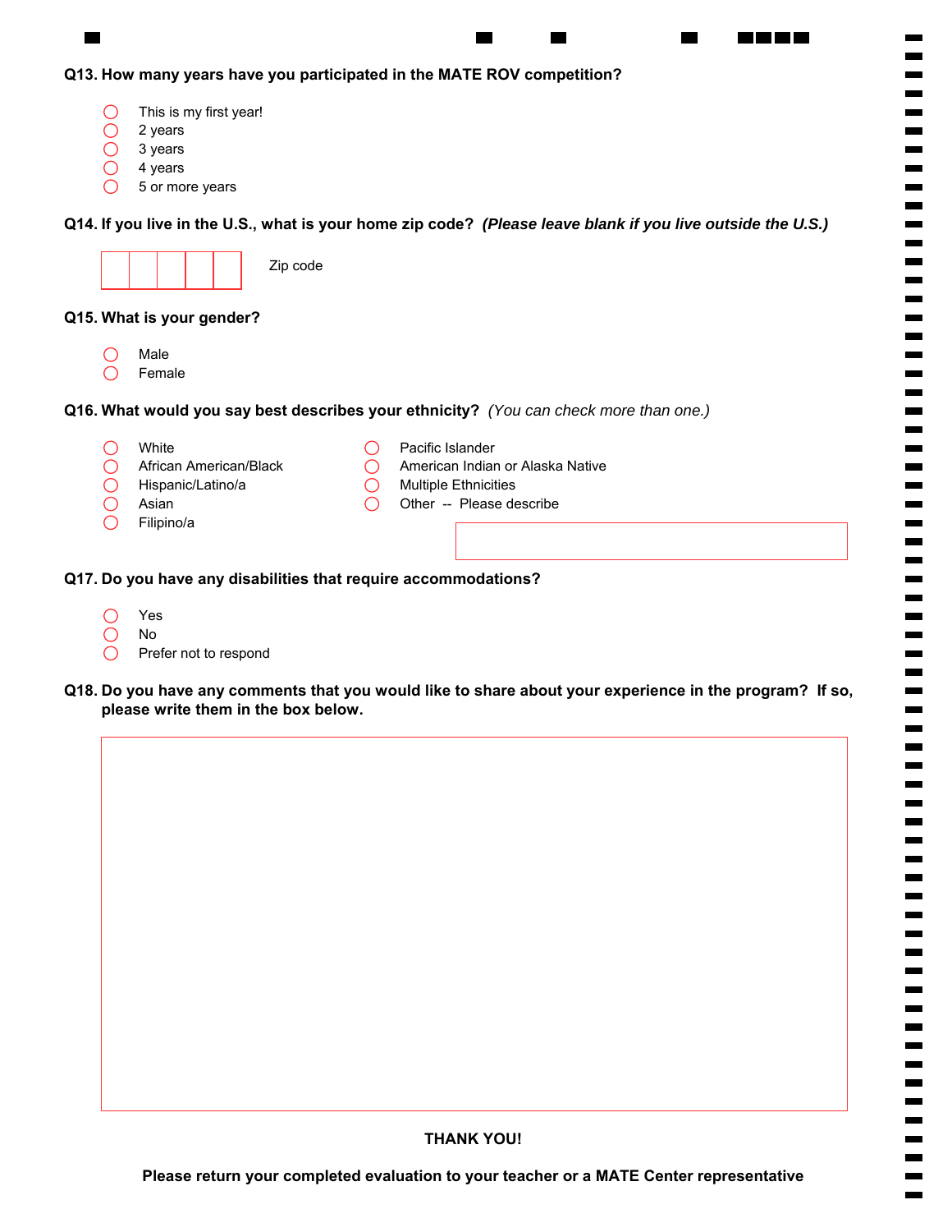**Q13. How many years have you participated in the MATE ROV competition?**

- This is my first year!
- 2 years
- 3 years
- 4 years
- 5 or more years

**Q14. If you live in the U.S., what is your home zip code?** ***(Please leave blank if you live outside the U.S.)***

Zip code

**Q15. What is your gender?**

- Male
- Female

**Q16. What would you say best describes your ethnicity?** *(You can check more than one.)*

- White
- African American/Black
- Hispanic/Latino/a
- Asian
- Filipino/a
- Pacific Islander
- American Indian or Alaska Native
- Multiple Ethnicities
- Other -- Please describe

**Q17. Do you have any disabilities that require accommodations?**

- Yes
- No
- Prefer not to respond

**Q18. Do you have any comments that you would like to share about your experience in the program? If so, please write them in the box below.**

**THANK YOU!**

**Please return your completed evaluation to your teacher or a MATE Center representative**